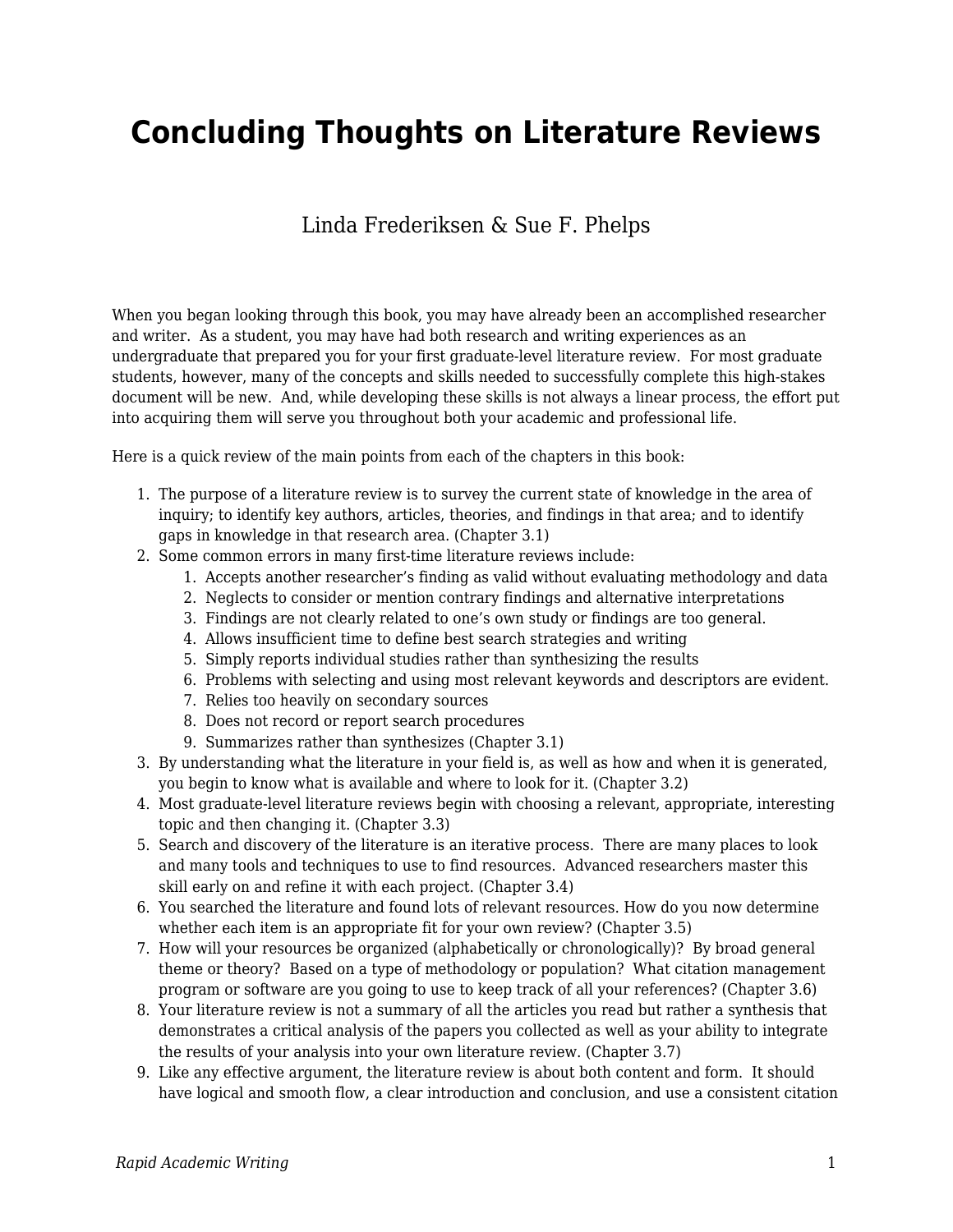# Concluding Thoughts on Literature Reviews

Linda Frederiksen & Sue F. Phelps

When you began looking through this book, you may have already been an accomplished researcher and writer. As a student, you may have had both research and writing experiences as an undergraduate that prepared you for your first graduate-level literature review. For most graduate students, however, many of the concepts and skills needed to successfully complete this high-stakes document will be new. And, while developing these skills is not always a linear process, the effort put into acquiring them will serve you throughout both your academic and professional life.

Here is a quick review of the main points from each of the chapters in this book:

1. The purpose of a literature review is to survey the current state of knowledge in the area of inquiry; to identify key authors, articles, theories, and findings in that area; and to identify gaps in knowledge in that research area. (Chapter 3.1)
2. Some common errors in many first-time literature reviews include:
   1. Accepts another researcher's finding as valid without evaluating methodology and data
   2. Neglects to consider or mention contrary findings and alternative interpretations
   3. Findings are not clearly related to one's own study or findings are too general.
   4. Allows insufficient time to define best search strategies and writing
   5. Simply reports individual studies rather than synthesizing the results
   6. Problems with selecting and using most relevant keywords and descriptors are evident.
   7. Relies too heavily on secondary sources
   8. Does not record or report search procedures
   9. Summarizes rather than synthesizes (Chapter 3.1)
3. By understanding what the literature in your field is, as well as how and when it is generated, you begin to know what is available and where to look for it. (Chapter 3.2)
4. Most graduate-level literature reviews begin with choosing a relevant, appropriate, interesting topic and then changing it. (Chapter 3.3)
5. Search and discovery of the literature is an iterative process. There are many places to look and many tools and techniques to use to find resources. Advanced researchers master this skill early on and refine it with each project. (Chapter 3.4)
6. You searched the literature and found lots of relevant resources. How do you now determine whether each item is an appropriate fit for your own review? (Chapter 3.5)
7. How will your resources be organized (alphabetically or chronologically)? By broad general theme or theory? Based on a type of methodology or population? What citation management program or software are you going to use to keep track of all your references? (Chapter 3.6)
8. Your literature review is not a summary of all the articles you read but rather a synthesis that demonstrates a critical analysis of the papers you collected as well as your ability to integrate the results of your analysis into your own literature review. (Chapter 3.7)
9. Like any effective argument, the literature review is about both content and form. It should have logical and smooth flow, a clear introduction and conclusion, and use a consistent citation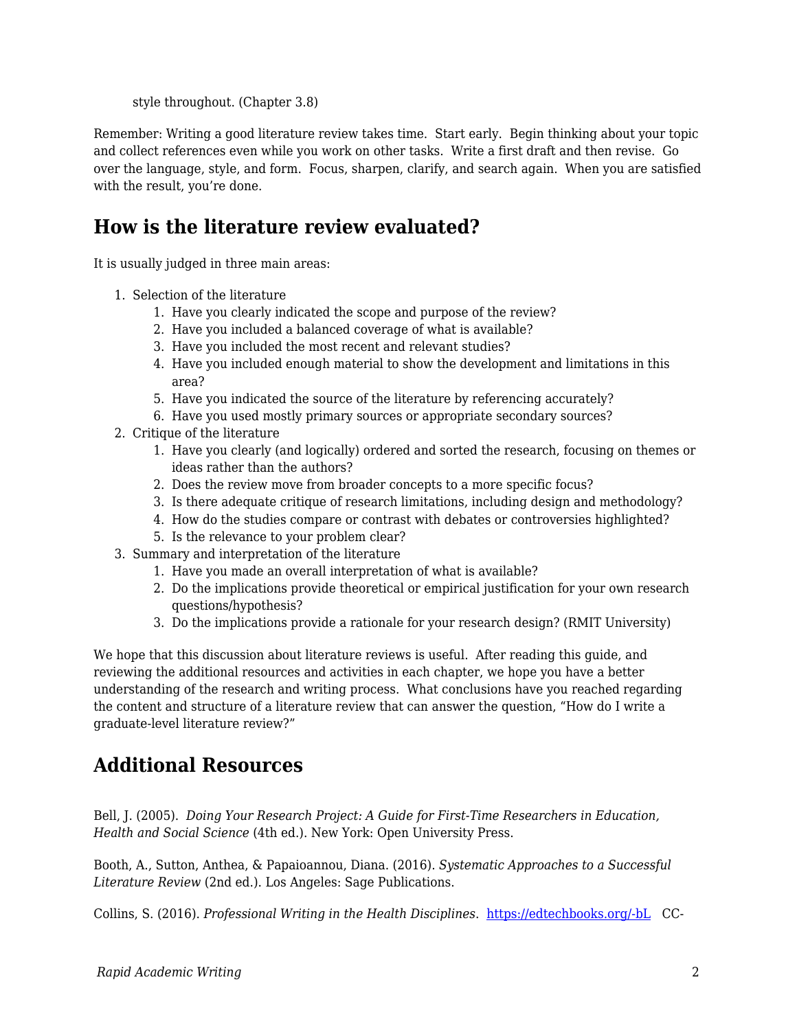style throughout. (Chapter 3.8)

Remember: Writing a good literature review takes time. Start early. Begin thinking about your topic and collect references even while you work on other tasks. Write a first draft and then revise. Go over the language, style, and form. Focus, sharpen, clarify, and search again. When you are satisfied with the result, you're done.

## How is the literature review evaluated?

It is usually judged in three main areas:

1. Selection of the literature
    1. Have you clearly indicated the scope and purpose of the review?
    2. Have you included a balanced coverage of what is available?
    3. Have you included the most recent and relevant studies?
    4. Have you included enough material to show the development and limitations in this area?
    5. Have you indicated the source of the literature by referencing accurately?
    6. Have you used mostly primary sources or appropriate secondary sources?
2. Critique of the literature
    1. Have you clearly (and logically) ordered and sorted the research, focusing on themes or ideas rather than the authors?
    2. Does the review move from broader concepts to a more specific focus?
    3. Is there adequate critique of research limitations, including design and methodology?
    4. How do the studies compare or contrast with debates or controversies highlighted?
    5. Is the relevance to your problem clear?
3. Summary and interpretation of the literature
    1. Have you made an overall interpretation of what is available?
    2. Do the implications provide theoretical or empirical justification for your own research questions/hypothesis?
    3. Do the implications provide a rationale for your research design? (RMIT University)

We hope that this discussion about literature reviews is useful. After reading this guide, and reviewing the additional resources and activities in each chapter, we hope you have a better understanding of the research and writing process. What conclusions have you reached regarding the content and structure of a literature review that can answer the question, "How do I write a graduate-level literature review?"

## Additional Resources

Bell, J. (2005). *Doing Your Research Project: A Guide for First-Time Researchers in Education, Health and Social Science* (4th ed.). New York: Open University Press.

Booth, A., Sutton, Anthea, & Papaioannou, Diana. (2016). *Systematic Approaches to a Successful Literature Review* (2nd ed.). Los Angeles: Sage Publications.

Collins, S. (2016). *Professional Writing in the Health Disciplines.* https://edtechbooks.org/-bL CC-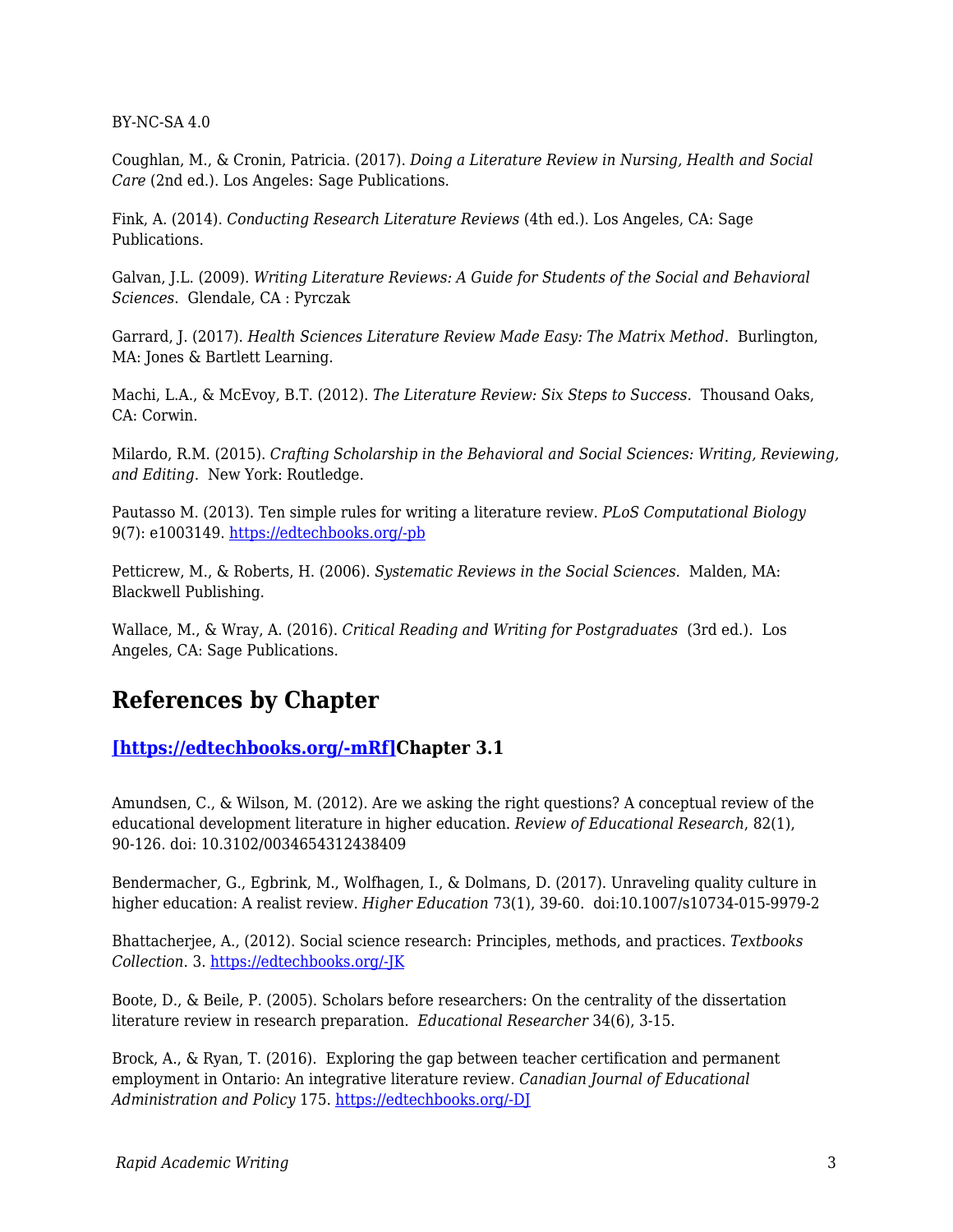BY-NC-SA 4.0

Coughlan, M., & Cronin, Patricia. (2017). *Doing a Literature Review in Nursing, Health and Social Care* (2nd ed.). Los Angeles: Sage Publications.

Fink, A. (2014). *Conducting Research Literature Reviews* (4th ed.). Los Angeles, CA: Sage Publications.

Galvan, J.L. (2009). *Writing Literature Reviews: A Guide for Students of the Social and Behavioral Sciences*. Glendale, CA : Pyrczak

Garrard, J. (2017). *Health Sciences Literature Review Made Easy: The Matrix Method*. Burlington, MA: Jones & Bartlett Learning.

Machi, L.A., & McEvoy, B.T. (2012). *The Literature Review: Six Steps to Success*. Thousand Oaks, CA: Corwin.

Milardo, R.M. (2015). *Crafting Scholarship in the Behavioral and Social Sciences: Writing, Reviewing, and Editing*. New York: Routledge.

Pautasso M. (2013). Ten simple rules for writing a literature review. *PLoS Computational Biology* 9(7): e1003149. https://edtechbooks.org/-pb

Petticrew, M., & Roberts, H. (2006). *Systematic Reviews in the Social Sciences*. Malden, MA: Blackwell Publishing.

Wallace, M., & Wray, A. (2016). *Critical Reading and Writing for Postgraduates* (3rd ed.). Los Angeles, CA: Sage Publications.

## References by Chapter

### [https://edtechbooks.org/-mRf]Chapter 3.1

Amundsen, C., & Wilson, M. (2012). Are we asking the right questions? A conceptual review of the educational development literature in higher education. *Review of Educational Research*, 82(1), 90-126. doi: 10.3102/0034654312438409

Bendermacher, G., Egbrink, M., Wolfhagen, I., & Dolmans, D. (2017). Unraveling quality culture in higher education: A realist review. *Higher Education* 73(1), 39-60. doi:10.1007/s10734-015-9979-2

Bhattacherjee, A., (2012). Social science research: Principles, methods, and practices. *Textbooks Collection*. 3. https://edtechbooks.org/-JK

Boote, D., & Beile, P. (2005). Scholars before researchers: On the centrality of the dissertation literature review in research preparation. *Educational Researcher* 34(6), 3-15.

Brock, A., & Ryan, T. (2016). Exploring the gap between teacher certification and permanent employment in Ontario: An integrative literature review. *Canadian Journal of Educational Administration and Policy* 175. https://edtechbooks.org/-DJ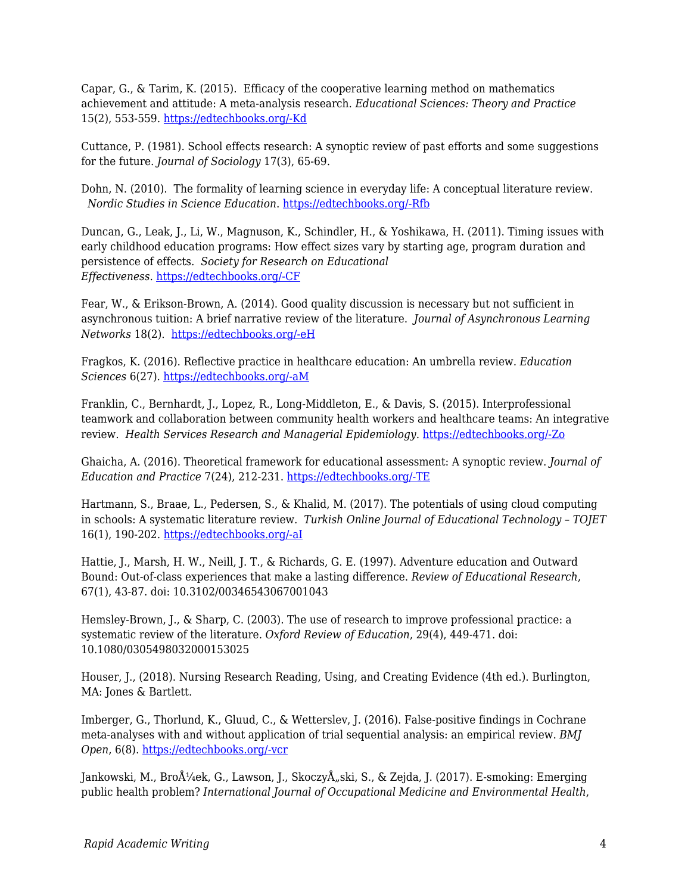Capar, G., & Tarim, K. (2015). Efficacy of the cooperative learning method on mathematics achievement and attitude: A meta-analysis research. *Educational Sciences: Theory and Practice* 15(2), 553-559. [https://edtechbooks.org/-Kd](https://edtechbooks.org/-Kd)

Cuttance, P. (1981). School effects research: A synoptic review of past efforts and some suggestions for the future. *Journal of Sociology* 17(3), 65-69.

Dohn, N. (2010). The formality of learning science in everyday life: A conceptual literature review. *Nordic Studies in Science Education*. [https://edtechbooks.org/-Rfb](https://edtechbooks.org/-Rfb)

Duncan, G., Leak, J., Li, W., Magnuson, K., Schindler, H., & Yoshikawa, H. (2011). Timing issues with early childhood education programs: How effect sizes vary by starting age, program duration and persistence of effects. *Society for Research on Educational Effectiveness*. [https://edtechbooks.org/-CF](https://edtechbooks.org/-CF)

Fear, W., & Erikson-Brown, A. (2014). Good quality discussion is necessary but not sufficient in asynchronous tuition: A brief narrative review of the literature. *Journal of Asynchronous Learning Networks* 18(2). [https://edtechbooks.org/-eH](https://edtechbooks.org/-eH)

Fragkos, K. (2016). Reflective practice in healthcare education: An umbrella review. *Education Sciences* 6(27). [https://edtechbooks.org/-aM](https://edtechbooks.org/-aM)

Franklin, C., Bernhardt, J., Lopez, R., Long-Middleton, E., & Davis, S. (2015). Interprofessional teamwork and collaboration between community health workers and healthcare teams: An integrative review. *Health Services Research and Managerial Epidemiology*. [https://edtechbooks.org/-Zo](https://edtechbooks.org/-Zo)

Ghaicha, A. (2016). Theoretical framework for educational assessment: A synoptic review. *Journal of Education and Practice* 7(24), 212-231. [https://edtechbooks.org/-TE](https://edtechbooks.org/-TE)

Hartmann, S., Braae, L., Pedersen, S., & Khalid, M. (2017). The potentials of using cloud computing in schools: A systematic literature review. *Turkish Online Journal of Educational Technology – TOJET* 16(1), 190-202. [https://edtechbooks.org/-aI](https://edtechbooks.org/-aI)

Hattie, J., Marsh, H. W., Neill, J. T., & Richards, G. E. (1997). Adventure education and Outward Bound: Out-of-class experiences that make a lasting difference. *Review of Educational Research*, 67(1), 43-87. doi: 10.3102/00346543067001043

Hemsley-Brown, J., & Sharp, C. (2003). The use of research to improve professional practice: a systematic review of the literature. *Oxford Review of Education*, 29(4), 449-471. doi: 10.1080/0305498032000153025

Houser, J., (2018). Nursing Research Reading, Using, and Creating Evidence (4th ed.). Burlington, MA: Jones & Bartlett.

Imberger, G., Thorlund, K., Gluud, C., & Wetterslev, J. (2016). False-positive findings in Cochrane meta-analyses with and without application of trial sequential analysis: an empirical review. *BMJ Open*, 6(8). [https://edtechbooks.org/-vcr](https://edtechbooks.org/-vcr)

Jankowski, M., BroÅ¼ek, G., Lawson, J., SkoczyÅ„ski, S., & Zejda, J. (2017). E-smoking: Emerging public health problem? *International Journal of Occupational Medicine and Environmental Health*,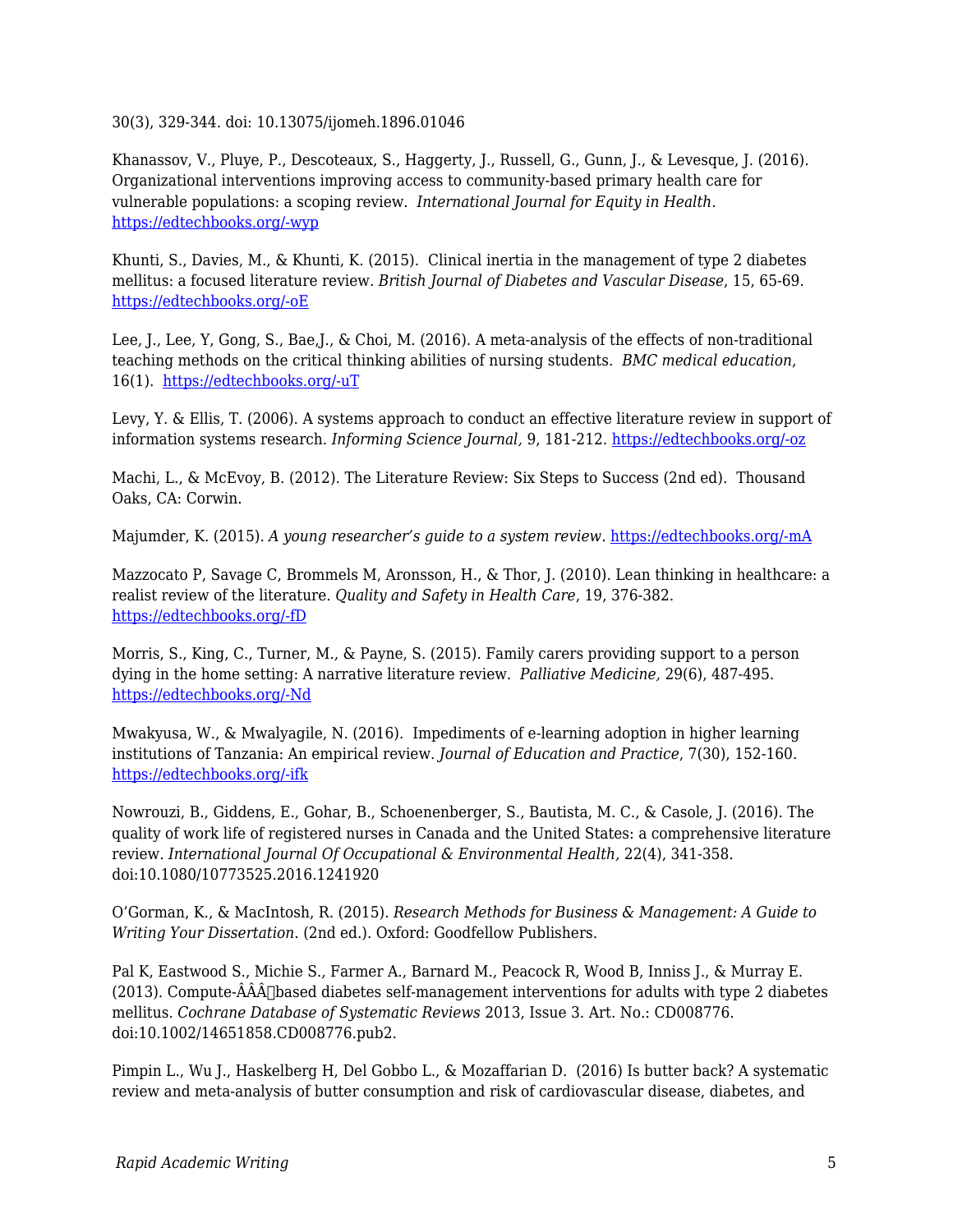30(3), 329-344. doi: 10.13075/ijomeh.1896.01046

Khanassov, V., Pluye, P., Descoteaux, S., Haggerty, J., Russell, G., Gunn, J., & Levesque, J. (2016). Organizational interventions improving access to community-based primary health care for vulnerable populations: a scoping review. *International Journal for Equity in Health.* https://edtechbooks.org/-wyp

Khunti, S., Davies, M., & Khunti, K. (2015). Clinical inertia in the management of type 2 diabetes mellitus: a focused literature review. *British Journal of Diabetes and Vascular Disease*, 15, 65-69. https://edtechbooks.org/-oE

Lee, J., Lee, Y, Gong, S., Bae,J., & Choi, M. (2016). A meta-analysis of the effects of non-traditional teaching methods on the critical thinking abilities of nursing students. *BMC medical education*, 16(1). https://edtechbooks.org/-uT

Levy, Y. & Ellis, T. (2006). A systems approach to conduct an effective literature review in support of information systems research. *Informing Science Journal,* 9, 181-212. https://edtechbooks.org/-oz

Machi, L., & McEvoy, B. (2012). The Literature Review: Six Steps to Success (2nd ed). Thousand Oaks, CA: Corwin.

Majumder, K. (2015). *A young researcher's guide to a system review*. https://edtechbooks.org/-mA

Mazzocato P, Savage C, Brommels M, Aronsson, H., & Thor, J. (2010). Lean thinking in healthcare: a realist review of the literature. *Quality and Safety in Health Care*, 19, 376-382. https://edtechbooks.org/-fD

Morris, S., King, C., Turner, M., & Payne, S. (2015). Family carers providing support to a person dying in the home setting: A narrative literature review. *Palliative Medicine,* 29(6), 487-495. https://edtechbooks.org/-Nd

Mwakyusa, W., & Mwalyagile, N. (2016). Impediments of e-learning adoption in higher learning institutions of Tanzania: An empirical review. *Journal of Education and Practice*, 7(30), 152-160. https://edtechbooks.org/-ifk

Nowrouzi, B., Giddens, E., Gohar, B., Schoenenberger, S., Bautista, M. C., & Casole, J. (2016). The quality of work life of registered nurses in Canada and the United States: a comprehensive literature review. *International Journal Of Occupational & Environmental Health,* 22(4), 341-358. doi:10.1080/10773525.2016.1241920

O'Gorman, K., & MacIntosh, R. (2015). *Research Methods for Business & Management: A Guide to Writing Your Dissertation*. (2nd ed.). Oxford: Goodfellow Publishers.

Pal K, Eastwood S., Michie S., Farmer A., Barnard M., Peacock R, Wood B, Inniss J., & Murray E. (2013). Compute-ÂÂÂbased diabetes self-management interventions for adults with type 2 diabetes mellitus. *Cochrane Database of Systematic Reviews* 2013, Issue 3. Art. No.: CD008776. doi:10.1002/14651858.CD008776.pub2.

Pimpin L., Wu J., Haskelberg H, Del Gobbo L., & Mozaffarian D. (2016) Is butter back? A systematic review and meta-analysis of butter consumption and risk of cardiovascular disease, diabetes, and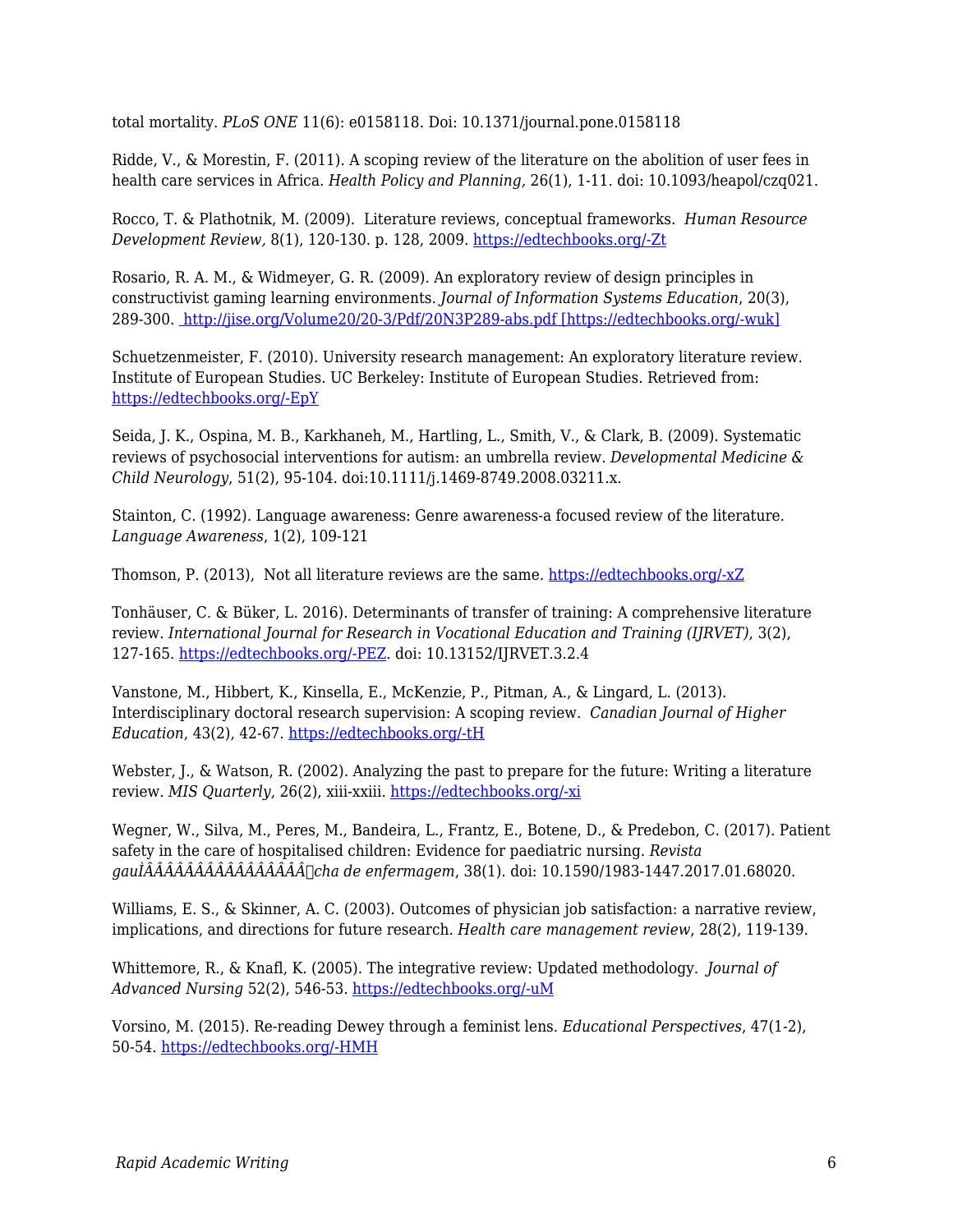total mortality. *PLoS ONE* 11(6): e0158118. Doi: 10.1371/journal.pone.0158118

Ridde, V., & Morestin, F. (2011). A scoping review of the literature on the abolition of user fees in health care services in Africa. *Health Policy and Planning,* 26(1), 1-11. doi: 10.1093/heapol/czq021.

Rocco, T. & Plathotnik, M. (2009). Literature reviews, conceptual frameworks. *Human Resource Development Review,* 8(1), 120-130. p. 128, 2009. [https://edtechbooks.org/-Zt](https://edtechbooks.org/-Zt)

Rosario, R. A. M., & Widmeyer, G. R. (2009). An exploratory review of design principles in constructivist gaming learning environments. *Journal of Information Systems Education*, 20(3), 289-300. [http://jise.org/Volume20/20-3/Pdf/20N3P289-abs.pdf [https://edtechbooks.org/-wuk]](https://edtechbooks.org/-wuk)

Schuetzenmeister, F. (2010). University research management: An exploratory literature review. Institute of European Studies. UC Berkeley: Institute of European Studies. Retrieved from: [https://edtechbooks.org/-EpY](https://edtechbooks.org/-EpY)

Seida, J. K., Ospina, M. B., Karkhaneh, M., Hartling, L., Smith, V., & Clark, B. (2009). Systematic reviews of psychosocial interventions for autism: an umbrella review. *Developmental Medicine & Child Neurology*, 51(2), 95-104. doi:10.1111/j.1469-8749.2008.03211.x.

Stainton, C. (1992). Language awareness: Genre awareness-a focused review of the literature. *Language Awareness*, 1(2), 109-121

Thomson, P. (2013), Not all literature reviews are the same. [https://edtechbooks.org/-xZ](https://edtechbooks.org/-xZ)

Tonhäuser, C. & Büker, L. 2016). Determinants of transfer of training: A comprehensive literature review. *International Journal for Research in Vocational Education and Training (IJRVET)*, 3(2), 127-165. [https://edtechbooks.org/-PEZ](https://edtechbooks.org/-PEZ). doi: 10.13152/IJRVET.3.2.4

Vanstone, M., Hibbert, K., Kinsella, E., McKenzie, P., Pitman, A., & Lingard, L. (2013). Interdisciplinary doctoral research supervision: A scoping review. *Canadian Journal of Higher Education*, 43(2), 42-67. [https://edtechbooks.org/-tH](https://edtechbooks.org/-tH)

Webster, J., & Watson, R. (2002). Analyzing the past to prepare for the future: Writing a literature review. *MIS Quarterly*, 26(2), xiii-xxiii. [https://edtechbooks.org/-xi](https://edtechbooks.org/-xi)

Wegner, W., Silva, M., Peres, M., Bandeira, L., Frantz, E., Botene, D., & Predebon, C. (2017). Patient safety in the care of hospitalised children: Evidence for paediatric nursing. *Revista gaulÌÂÂÂÂÂÂÂÂÂÂÂÂÂÂÂcha de enfermagem*, 38(1). doi: 10.1590/1983-1447.2017.01.68020.

Williams, E. S., & Skinner, A. C. (2003). Outcomes of physician job satisfaction: a narrative review, implications, and directions for future research. *Health care management review*, 28(2), 119-139.

Whittemore, R., & Knafl, K. (2005). The integrative review: Updated methodology. *Journal of Advanced Nursing* 52(2), 546-53. [https://edtechbooks.org/-uM](https://edtechbooks.org/-uM)

Vorsino, M. (2015). Re-reading Dewey through a feminist lens. *Educational Perspectives*, 47(1-2), 50-54. [https://edtechbooks.org/-HMH](https://edtechbooks.org/-HMH)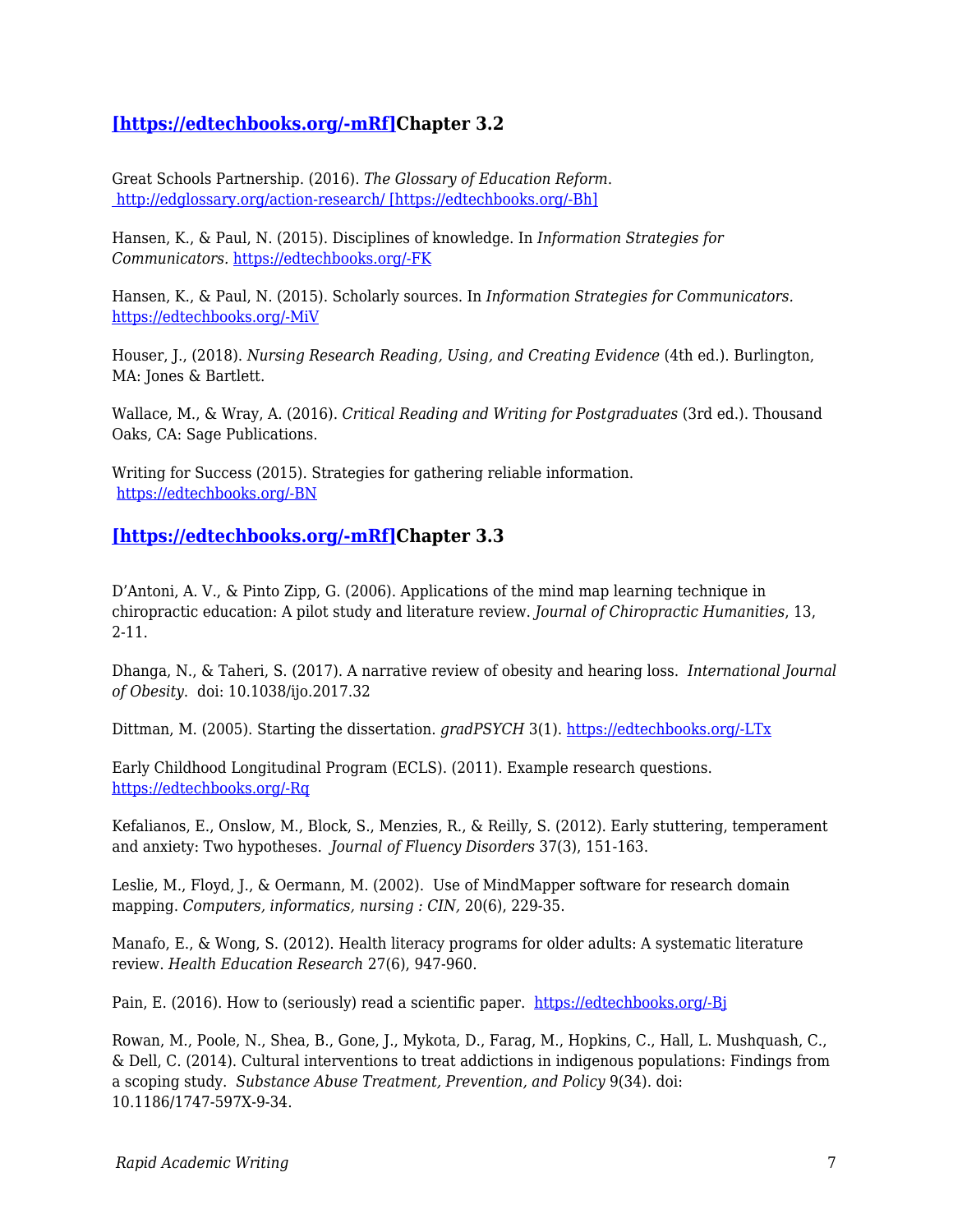## [https://edtechbooks.org/-mRf]Chapter 3.2

Great Schools Partnership. (2016). *The Glossary of Education Reform*. http://edglossary.org/action-research/ [https://edtechbooks.org/-Bh]

Hansen, K., & Paul, N. (2015). Disciplines of knowledge. In *Information Strategies for Communicators*. https://edtechbooks.org/-FK

Hansen, K., & Paul, N. (2015). Scholarly sources. In *Information Strategies for Communicators*. https://edtechbooks.org/-MiV

Houser, J., (2018). *Nursing Research Reading, Using, and Creating Evidence* (4th ed.). Burlington, MA: Jones & Bartlett.

Wallace, M., & Wray, A. (2016). *Critical Reading and Writing for Postgraduates* (3rd ed.). Thousand Oaks, CA: Sage Publications.

Writing for Success (2015). Strategies for gathering reliable information. https://edtechbooks.org/-BN

## [https://edtechbooks.org/-mRf]Chapter 3.3

D'Antoni, A. V., & Pinto Zipp, G. (2006). Applications of the mind map learning technique in chiropractic education: A pilot study and literature review. *Journal of Chiropractic Humanities*, 13, 2-11.

Dhanga, N., & Taheri, S. (2017). A narrative review of obesity and hearing loss. *International Journal of Obesity*. doi: 10.1038/ijo.2017.32

Dittman, M. (2005). Starting the dissertation. *gradPSYCH* 3(1). https://edtechbooks.org/-LTx

Early Childhood Longitudinal Program (ECLS). (2011). Example research questions. https://edtechbooks.org/-Rq

Kefalianos, E., Onslow, M., Block, S., Menzies, R., & Reilly, S. (2012). Early stuttering, temperament and anxiety: Two hypotheses. *Journal of Fluency Disorders* 37(3), 151-163.

Leslie, M., Floyd, J., & Oermann, M. (2002). Use of MindMapper software for research domain mapping. *Computers, informatics, nursing : CIN,* 20(6), 229-35.

Manafo, E., & Wong, S. (2012). Health literacy programs for older adults: A systematic literature review. *Health Education Research* 27(6), 947-960.

Pain, E. (2016). How to (seriously) read a scientific paper. https://edtechbooks.org/-Bj

Rowan, M., Poole, N., Shea, B., Gone, J., Mykota, D., Farag, M., Hopkins, C., Hall, L. Mushquash, C., & Dell, C. (2014). Cultural interventions to treat addictions in indigenous populations: Findings from a scoping study. *Substance Abuse Treatment, Prevention, and Policy* 9(34). doi: 10.1186/1747-597X-9-34.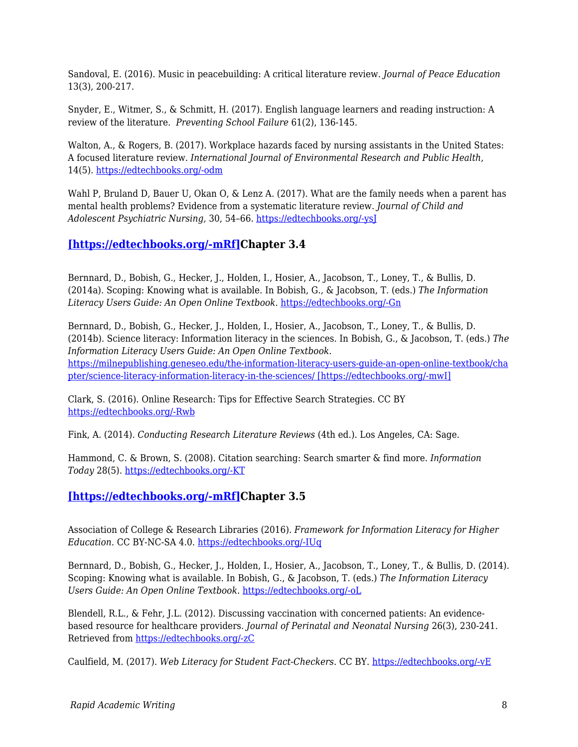Sandoval, E. (2016). Music in peacebuilding: A critical literature review. *Journal of Peace Education* 13(3), 200-217.

Snyder, E., Witmer, S., & Schmitt, H. (2017). English language learners and reading instruction: A review of the literature. *Preventing School Failure* 61(2), 136-145.

Walton, A., & Rogers, B. (2017). Workplace hazards faced by nursing assistants in the United States: A focused literature review. *International Journal of Environmental Research and Public Health*, 14(5). https://edtechbooks.org/-odm

Wahl P, Bruland D, Bauer U, Okan O, & Lenz A. (2017). What are the family needs when a parent has mental health problems? Evidence from a systematic literature review. *Journal of Child and Adolescent Psychiatric Nursing,* 30, 54–66. https://edtechbooks.org/-ysJ

## [https://edtechbooks.org/-mRf]Chapter 3.4

Bernnard, D., Bobish, G., Hecker, J., Holden, I., Hosier, A., Jacobson, T., Loney, T., & Bullis, D. (2014a). Scoping: Knowing what is available. In Bobish, G., & Jacobson, T. (eds.) *The Information Literacy Users Guide: An Open Online Textbook*. https://edtechbooks.org/-Gn

Bernnard, D., Bobish, G., Hecker, J., Holden, I., Hosier, A., Jacobson, T., Loney, T., & Bullis, D. (2014b). Science literacy: Information literacy in the sciences. In Bobish, G., & Jacobson, T. (eds.) *The Information Literacy Users Guide: An Open Online Textbook*. https://milnepublishing.geneseo.edu/the-information-literacy-users-guide-an-open-online-textbook/chapter/science-literacy-information-literacy-in-the-sciences/ [https://edtechbooks.org/-mwI]

Clark, S. (2016). Online Research: Tips for Effective Search Strategies. CC BY https://edtechbooks.org/-Rwb

Fink, A. (2014). *Conducting Research Literature Reviews* (4th ed.). Los Angeles, CA: Sage.

Hammond, C. & Brown, S. (2008). Citation searching: Search smarter & find more. *Information Today* 28(5). https://edtechbooks.org/-KT

## [https://edtechbooks.org/-mRf]Chapter 3.5

Association of College & Research Libraries (2016). *Framework for Information Literacy for Higher Education*. CC BY-NC-SA 4.0. https://edtechbooks.org/-IUq

Bernnard, D., Bobish, G., Hecker, J., Holden, I., Hosier, A., Jacobson, T., Loney, T., & Bullis, D. (2014). Scoping: Knowing what is available. In Bobish, G., & Jacobson, T. (eds.) *The Information Literacy Users Guide: An Open Online Textbook*. https://edtechbooks.org/-oL

Blendell, R.L., & Fehr, J.L. (2012). Discussing vaccination with concerned patients: An evidence-based resource for healthcare providers. *Journal of Perinatal and Neonatal Nursing* 26(3), 230-241. Retrieved from https://edtechbooks.org/-zC

Caulfield, M. (2017). *Web Literacy for Student Fact-Checkers*. CC BY. https://edtechbooks.org/-vE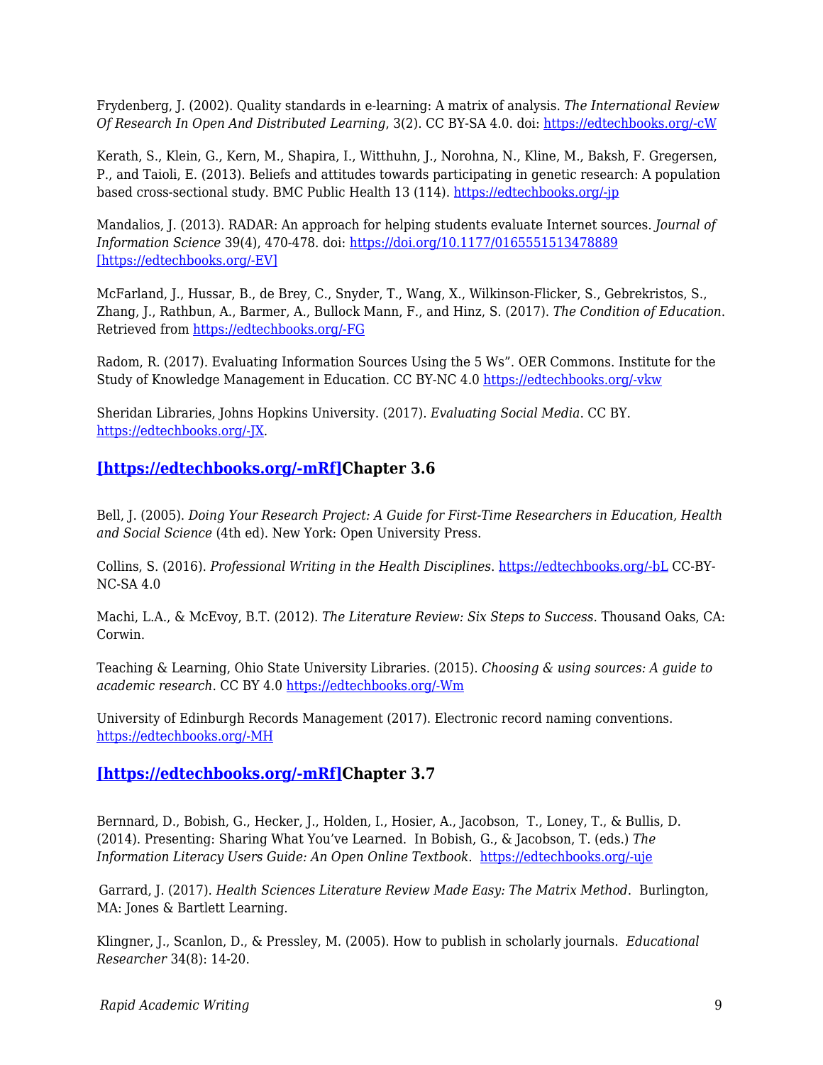Frydenberg, J. (2002). Quality standards in e-learning: A matrix of analysis. *The International Review Of Research In Open And Distributed Learning*, 3(2). CC BY-SA 4.0. doi: https://edtechbooks.org/-cW

Kerath, S., Klein, G., Kern, M., Shapira, I., Witthuhn, J., Norohna, N., Kline, M., Baksh, F. Gregersen, P., and Taioli, E. (2013). Beliefs and attitudes towards participating in genetic research: A population based cross-sectional study. BMC Public Health 13 (114). https://edtechbooks.org/-jp

Mandalios, J. (2013). RADAR: An approach for helping students evaluate Internet sources. *Journal of Information Science* 39(4), 470-478. doi: https://doi.org/10.1177/0165551513478889 [https://edtechbooks.org/-EV]

McFarland, J., Hussar, B., de Brey, C., Snyder, T., Wang, X., Wilkinson-Flicker, S., Gebrekristos, S., Zhang, J., Rathbun, A., Barmer, A., Bullock Mann, F., and Hinz, S. (2017). *The Condition of Education*. Retrieved from https://edtechbooks.org/-FG

Radom, R. (2017). Evaluating Information Sources Using the 5 Ws". OER Commons. Institute for the Study of Knowledge Management in Education. CC BY-NC 4.0 https://edtechbooks.org/-vkw

Sheridan Libraries, Johns Hopkins University. (2017). *Evaluating Social Media*. CC BY. https://edtechbooks.org/-JX.

### [https://edtechbooks.org/-mRf]Chapter 3.6

Bell, J. (2005). *Doing Your Research Project: A Guide for First-Time Researchers in Education, Health and Social Science* (4th ed). New York: Open University Press.

Collins, S. (2016). *Professional Writing in the Health Disciplines*. https://edtechbooks.org/-bL CC-BY-NC-SA 4.0

Machi, L.A., & McEvoy, B.T. (2012). *The Literature Review: Six Steps to Success*. Thousand Oaks, CA: Corwin.

Teaching & Learning, Ohio State University Libraries. (2015). *Choosing & using sources: A guide to academic research*. CC BY 4.0 https://edtechbooks.org/-Wm

University of Edinburgh Records Management (2017). Electronic record naming conventions. https://edtechbooks.org/-MH

### [https://edtechbooks.org/-mRf]Chapter 3.7

Bernnard, D., Bobish, G., Hecker, J., Holden, I., Hosier, A., Jacobson, T., Loney, T., & Bullis, D. (2014). Presenting: Sharing What You've Learned. In Bobish, G., & Jacobson, T. (eds.) *The Information Literacy Users Guide: An Open Online Textbook*. https://edtechbooks.org/-uje

Garrard, J. (2017). *Health Sciences Literature Review Made Easy: The Matrix Method*. Burlington, MA: Jones & Bartlett Learning.

Klingner, J., Scanlon, D., & Pressley, M. (2005). How to publish in scholarly journals. *Educational Researcher* 34(8): 14-20.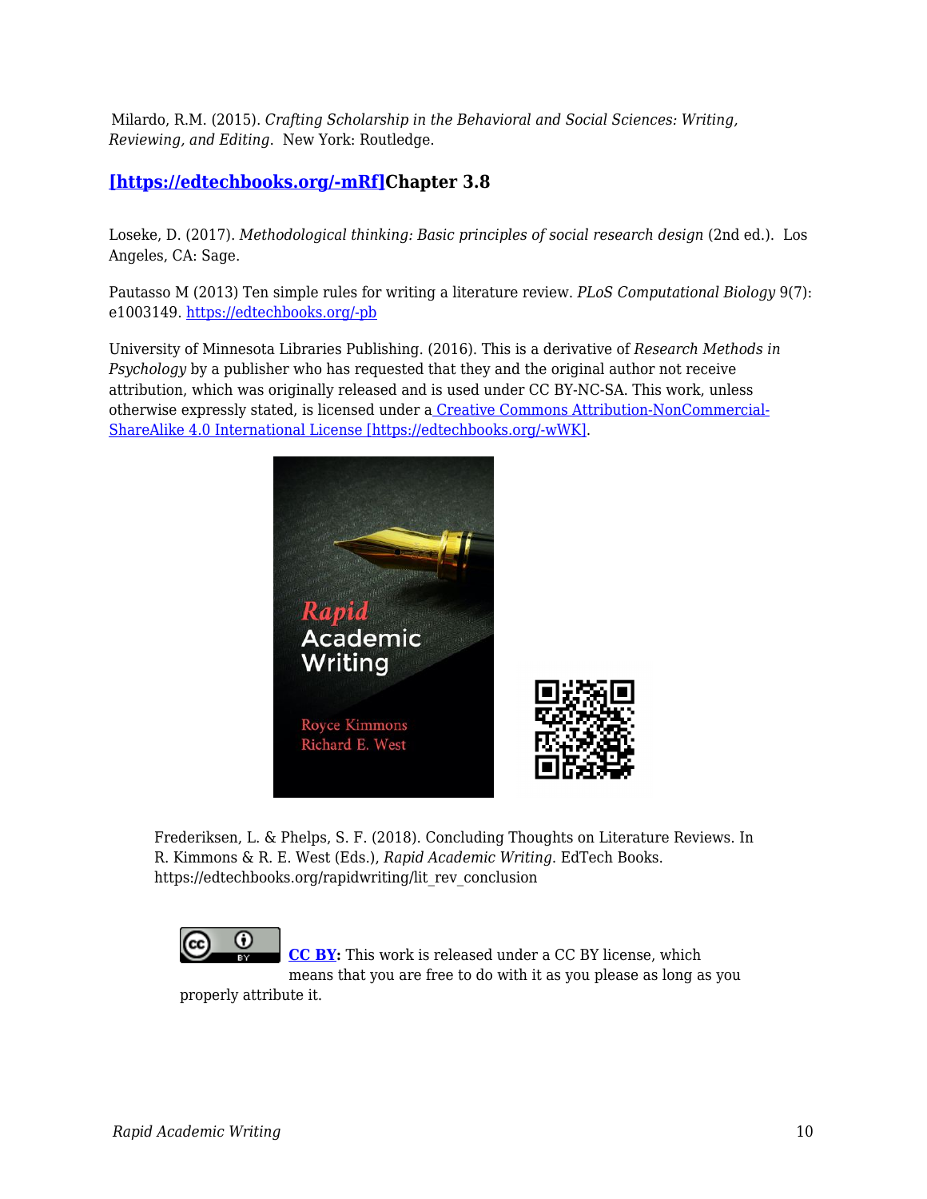Milardo, R.M. (2015). *Crafting Scholarship in the Behavioral and Social Sciences: Writing, Reviewing, and Editing.* New York: Routledge.

**[https://edtechbooks.org/-mRf]Chapter 3.8**

Loseke, D. (2017). *Methodological thinking: Basic principles of social research design* (2nd ed.). Los Angeles, CA: Sage.

Pautasso M (2013) Ten simple rules for writing a literature review. *PLoS Computational Biology* 9(7): e1003149. https://edtechbooks.org/-pb

University of Minnesota Libraries Publishing. (2016). This is a derivative of *Research Methods in Psychology* by a publisher who has requested that they and the original author not receive attribution, which was originally released and is used under CC BY-NC-SA. This work, unless otherwise expressly stated, is licensed under a Creative Commons Attribution-NonCommercial-ShareAlike 4.0 International License [https://edtechbooks.org/-wWK].

Frederiksen, L. & Phelps, S. F. (2018). Concluding Thoughts on Literature Reviews. In R. Kimmons & R. E. West (Eds.), *Rapid Academic Writing*. EdTech Books. https://edtechbooks.org/rapidwriting/lit_rev_conclusion

**CC BY:** This work is released under a CC BY license, which means that you are free to do with it as you please as long as you properly attribute it.